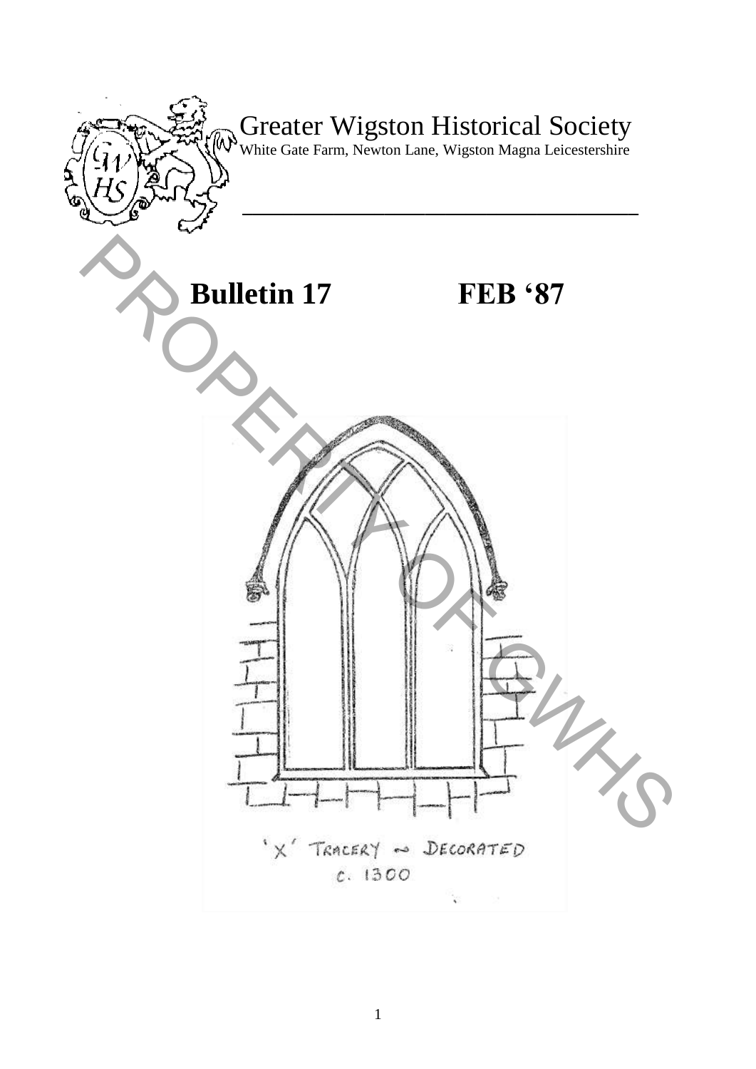# Greater Wigston Historical Society

White Gate Farm, Newton Lane, Wigston Magna Leicestershire

## Bulletin 17 FEB '87

'X' TRACERY ~ DECORATED
c. 1300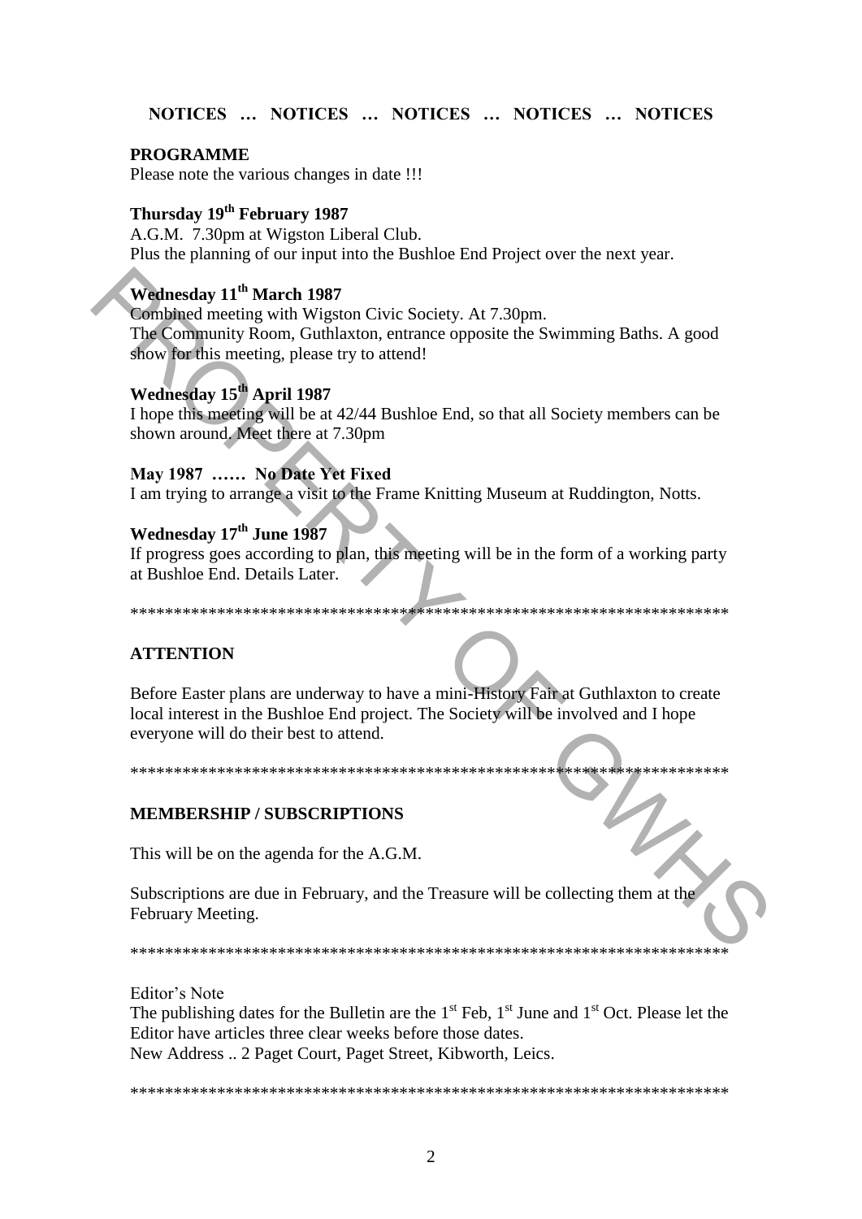**NOTICES … NOTICES … NOTICES … NOTICES … NOTICES**

**PROGRAMME**

Please note the various changes in date !!!

**Thursday 19th February 1987**

A.G.M. 7.30pm at Wigston Liberal Club.
Plus the planning of our input into the Bushloe End Project over the next year.

**Wednesday 11th March 1987**

Combined meeting with Wigston Civic Society. At 7.30pm.
The Community Room, Guthlaxton, entrance opposite the Swimming Baths. A good show for this meeting, please try to attend!

**Wednesday 15th April 1987**

I hope this meeting will be at 42/44 Bushloe End, so that all Society members can be shown around. Meet there at 7.30pm

**May 1987 …… No Date Yet Fixed**

I am trying to arrange a visit to the Frame Knitting Museum at Ruddington, Notts.

**Wednesday 17th June 1987**

If progress goes according to plan, this meeting will be in the form of a working party at Bushloe End. Details Later.

************************************************************************

**ATTENTION**

Before Easter plans are underway to have a mini-History Fair at Guthlaxton to create local interest in the Bushloe End project. The Society will be involved and I hope everyone will do their best to attend.

************************************************************************

**MEMBERSHIP / SUBSCRIPTIONS**

This will be on the agenda for the A.G.M.

Subscriptions are due in February, and the Treasure will be collecting them at the February Meeting.

************************************************************************

Editor's Note

The publishing dates for the Bulletin are the 1st Feb, 1st June and 1st Oct. Please let the Editor have articles three clear weeks before those dates.
New Address .. 2 Paget Court, Paget Street, Kibworth, Leics.

************************************************************************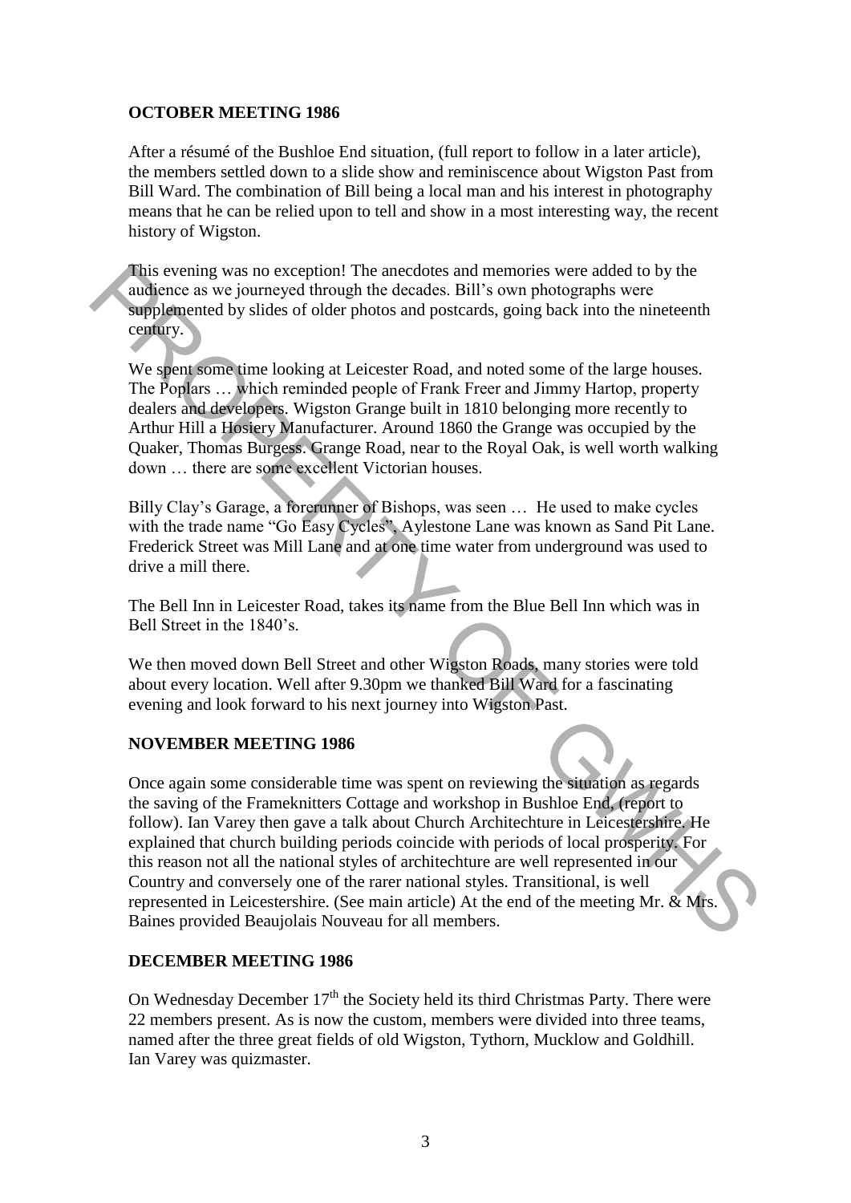**OCTOBER MEETING 1986**

After a résumé of the Bushloe End situation, (full report to follow in a later article), the members settled down to a slide show and reminiscence about Wigston Past from Bill Ward. The combination of Bill being a local man and his interest in photography means that he can be relied upon to tell and show in a most interesting way, the recent history of Wigston.

This evening was no exception! The anecdotes and memories were added to by the audience as we journeyed through the decades. Bill's own photographs were supplemented by slides of older photos and postcards, going back into the nineteenth century.

We spent some time looking at Leicester Road, and noted some of the large houses. The Poplars … which reminded people of Frank Freer and Jimmy Hartop, property dealers and developers. Wigston Grange built in 1810 belonging more recently to Arthur Hill a Hosiery Manufacturer. Around 1860 the Grange was occupied by the Quaker, Thomas Burgess. Grange Road, near to the Royal Oak, is well worth walking down … there are some excellent Victorian houses.

Billy Clay's Garage, a forerunner of Bishops, was seen … He used to make cycles with the trade name "Go Easy Cycles", Aylestone Lane was known as Sand Pit Lane. Frederick Street was Mill Lane and at one time water from underground was used to drive a mill there.

The Bell Inn in Leicester Road, takes its name from the Blue Bell Inn which was in Bell Street in the 1840's.

We then moved down Bell Street and other Wigston Roads, many stories were told about every location. Well after 9.30pm we thanked Bill Ward for a fascinating evening and look forward to his next journey into Wigston Past.

**NOVEMBER MEETING 1986**

Once again some considerable time was spent on reviewing the situation as regards the saving of the Frameknitters Cottage and workshop in Bushloe End, (report to follow). Ian Varey then gave a talk about Church Architechture in Leicestershire. He explained that church building periods coincide with periods of local prosperity. For this reason not all the national styles of architechture are well represented in our Country and conversely one of the rarer national styles. Transitional, is well represented in Leicestershire. (See main article) At the end of the meeting Mr. & Mrs. Baines provided Beaujolais Nouveau for all members.

**DECEMBER MEETING 1986**

On Wednesday December 17th the Society held its third Christmas Party. There were 22 members present. As is now the custom, members were divided into three teams, named after the three great fields of old Wigston, Tythorn, Mucklow and Goldhill. Ian Varey was quizmaster.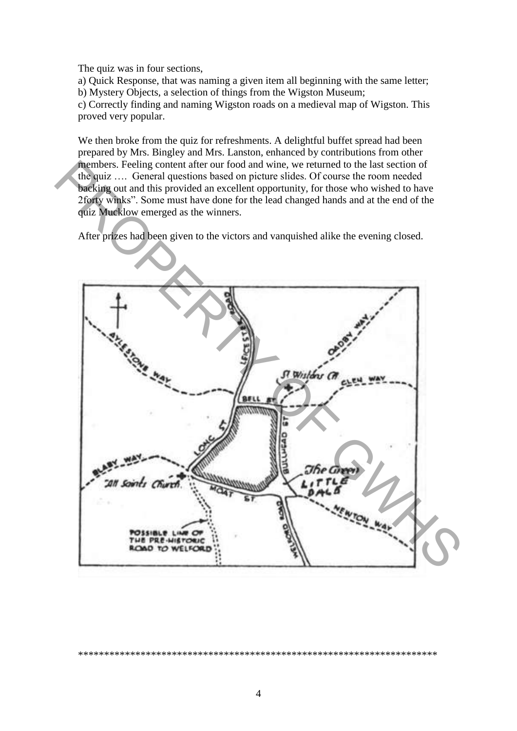The quiz was in four sections,

a) Quick Response, that was naming a given item all beginning with the same letter;

b) Mystery Objects, a selection of things from the Wigston Museum;

c) Correctly finding and naming Wigston roads on a medieval map of Wigston. This proved very popular.

We then broke from the quiz for refreshments. A delightful buffet spread had been prepared by Mrs. Bingley and Mrs. Lanston, enhanced by contributions from other members. Feeling content after our food and wine, we returned to the last section of the quiz …. General questions based on picture slides. Of course the room needed backing out and this provided an excellent opportunity, for those who wished to have 2forty winks". Some must have done for the lead changed hands and at the end of the quiz Mucklow emerged as the winners.

After prizes had been given to the victors and vanquished alike the evening closed.

\*\*\*\*\*\*\*\*\*\*\*\*\*\*\*\*\*\*\*\*\*\*\*\*\*\*\*\*\*\*\*\*\*\*\*\*\*\*\*\*\*\*\*\*\*\*\*\*\*\*\*\*\*\*\*\*\*\*\*\*\*\*\*\*\*\*\*\*\*\*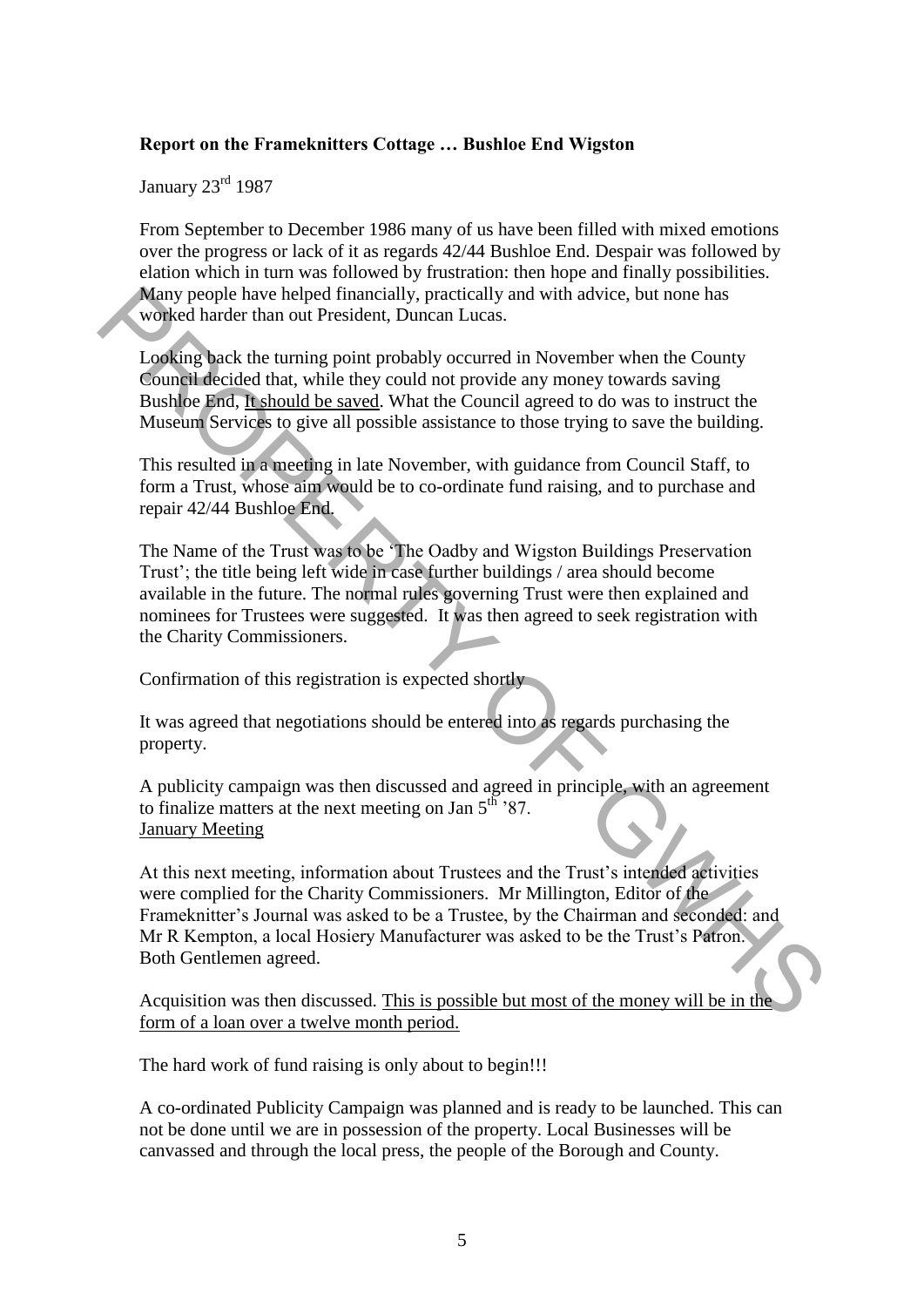**Report on the Frameknitters Cottage … Bushloe End Wigston**

January 23rd 1987

From September to December 1986 many of us have been filled with mixed emotions over the progress or lack of it as regards 42/44 Bushloe End. Despair was followed by elation which in turn was followed by frustration: then hope and finally possibilities. Many people have helped financially, practically and with advice, but none has worked harder than out President, Duncan Lucas.

Looking back the turning point probably occurred in November when the County Council decided that, while they could not provide any money towards saving Bushloe End, It should be saved. What the Council agreed to do was to instruct the Museum Services to give all possible assistance to those trying to save the building.

This resulted in a meeting in late November, with guidance from Council Staff, to form a Trust, whose aim would be to co-ordinate fund raising, and to purchase and repair 42/44 Bushloe End.

The Name of the Trust was to be 'The Oadby and Wigston Buildings Preservation Trust'; the title being left wide in case further buildings / area should become available in the future. The normal rules governing Trust were then explained and nominees for Trustees were suggested. It was then agreed to seek registration with the Charity Commissioners.

Confirmation of this registration is expected shortly

It was agreed that negotiations should be entered into as regards purchasing the property.

A publicity campaign was then discussed and agreed in principle, with an agreement to finalize matters at the next meeting on Jan 5th '87.

January Meeting

At this next meeting, information about Trustees and the Trust's intended activities were complied for the Charity Commissioners. Mr Millington, Editor of the Frameknitter's Journal was asked to be a Trustee, by the Chairman and seconded: and Mr R Kempton, a local Hosiery Manufacturer was asked to be the Trust's Patron. Both Gentlemen agreed.

Acquisition was then discussed. This is possible but most of the money will be in the form of a loan over a twelve month period.

The hard work of fund raising is only about to begin!!!

A co-ordinated Publicity Campaign was planned and is ready to be launched. This can not be done until we are in possession of the property. Local Businesses will be canvassed and through the local press, the people of the Borough and County.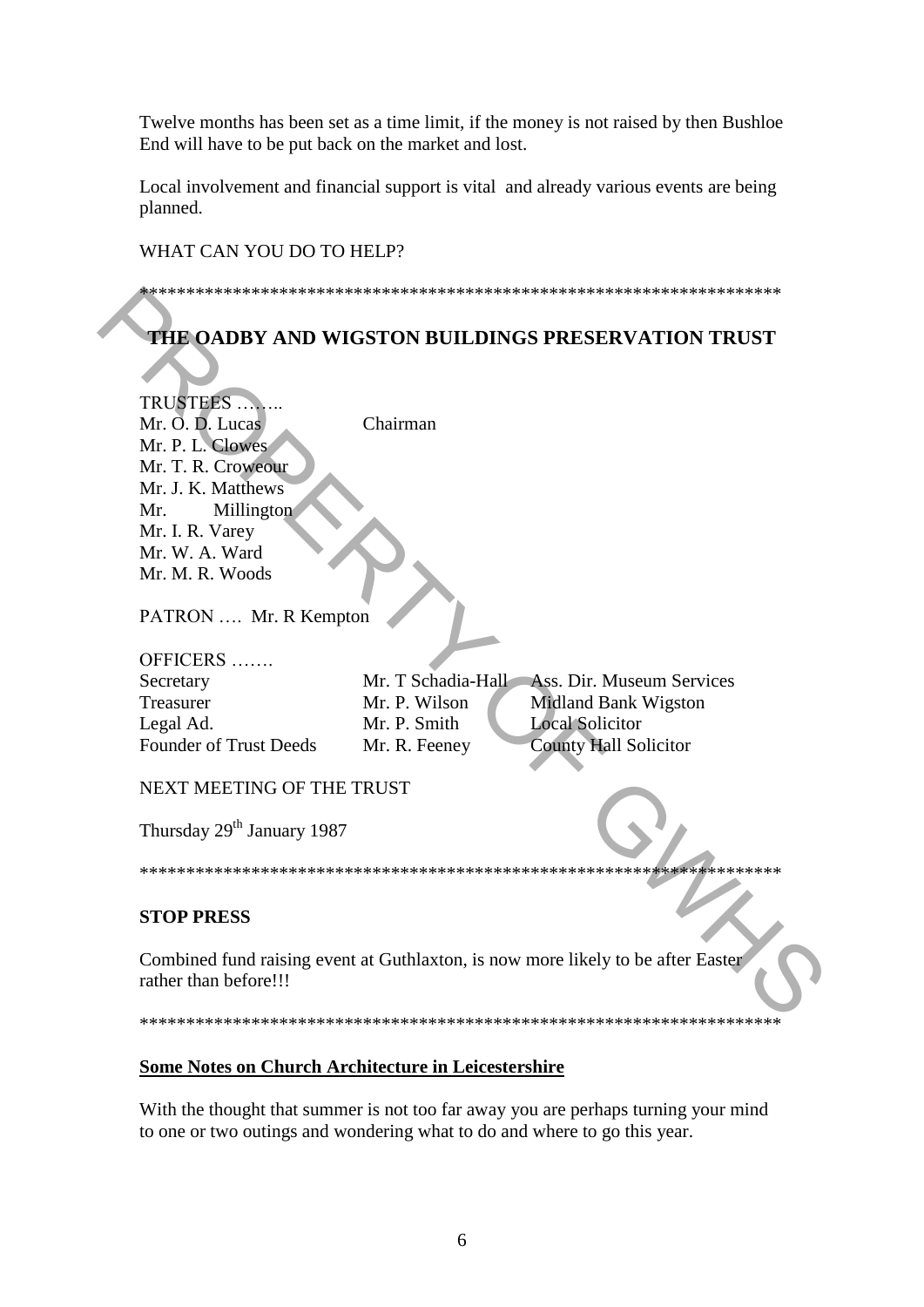Twelve months has been set as a time limit, if the money is not raised by then Bushloe End will have to be put back on the market and lost.

Local involvement and financial support is vital and already various events are being planned.

WHAT CAN YOU DO TO HELP?

**********************************************************************

## THE OADBY AND WIGSTON BUILDINGS PRESERVATION TRUST

TRUSTEES ……..

| | |
|---|---|
| Mr. O. D. Lucas | Chairman |
| Mr. P. L. Clowes | |
| Mr. T. R. Croweour | |
| Mr. J. K. Matthews | |
| Mr. Millington | |
| Mr. I. R. Varey | |
| Mr. W. A. Ward | |
| Mr. M. R. Woods | |

PATRON …. Mr. R Kempton

OFFICERS …….

| | | |
|---|---|---|
| Secretary | Mr. T Schadia-Hall | Ass. Dir. Museum Services |
| Treasurer | Mr. P. Wilson | Midland Bank Wigston |
| Legal Ad. | Mr. P. Smith | Local Solicitor |
| Founder of Trust Deeds | Mr. R. Feeney | County Hall Solicitor |

NEXT MEETING OF THE TRUST

Thursday 29th January 1987

**********************************************************************

**STOP PRESS**

Combined fund raising event at Guthlaxton, is now more likely to be after Easter rather than before!!!

**********************************************************************

**Some Notes on Church Architecture in Leicestershire**

With the thought that summer is not too far away you are perhaps turning your mind to one or two outings and wondering what to do and where to go this year.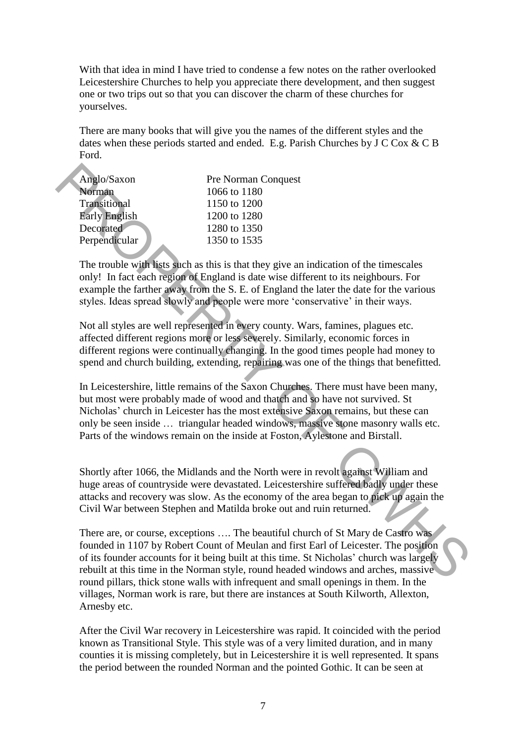With that idea in mind I have tried to condense a few notes on the rather overlooked Leicestershire Churches to help you appreciate there development, and then suggest one or two trips out so that you can discover the charm of these churches for yourselves.

There are many books that will give you the names of the different styles and the dates when these periods started and ended. E.g. Parish Churches by J C Cox & C B Ford.

| | |
|---|---|
| Anglo/Saxon | Pre Norman Conquest |
| Norman | 1066 to 1180 |
| Transitional | 1150 to 1200 |
| Early English | 1200 to 1280 |
| Decorated | 1280 to 1350 |
| Perpendicular | 1350 to 1535 |

The trouble with lists such as this is that they give an indication of the timescales only! In fact each region of England is date wise different to its neighbours. For example the farther away from the S. E. of England the later the date for the various styles. Ideas spread slowly and people were more 'conservative' in their ways.

Not all styles are well represented in every county. Wars, famines, plagues etc. affected different regions more or less severely. Similarly, economic forces in different regions were continually changing. In the good times people had money to spend and church building, extending, repairing was one of the things that benefitted.

In Leicestershire, little remains of the Saxon Churches. There must have been many, but most were probably made of wood and thatch and so have not survived. St Nicholas' church in Leicester has the most extensive Saxon remains, but these can only be seen inside … triangular headed windows, massive stone masonry walls etc. Parts of the windows remain on the inside at Foston, Aylestone and Birstall.

Shortly after 1066, the Midlands and the North were in revolt against William and huge areas of countryside were devastated. Leicestershire suffered badly under these attacks and recovery was slow. As the economy of the area began to pick up again the Civil War between Stephen and Matilda broke out and ruin returned.

There are, or course, exceptions …. The beautiful church of St Mary de Castro was founded in 1107 by Robert Count of Meulan and first Earl of Leicester. The position of its founder accounts for it being built at this time. St Nicholas' church was largely rebuilt at this time in the Norman style, round headed windows and arches, massive round pillars, thick stone walls with infrequent and small openings in them. In the villages, Norman work is rare, but there are instances at South Kilworth, Allexton, Arnesby etc.

After the Civil War recovery in Leicestershire was rapid. It coincided with the period known as Transitional Style. This style was of a very limited duration, and in many counties it is missing completely, but in Leicestershire it is well represented. It spans the period between the rounded Norman and the pointed Gothic. It can be seen at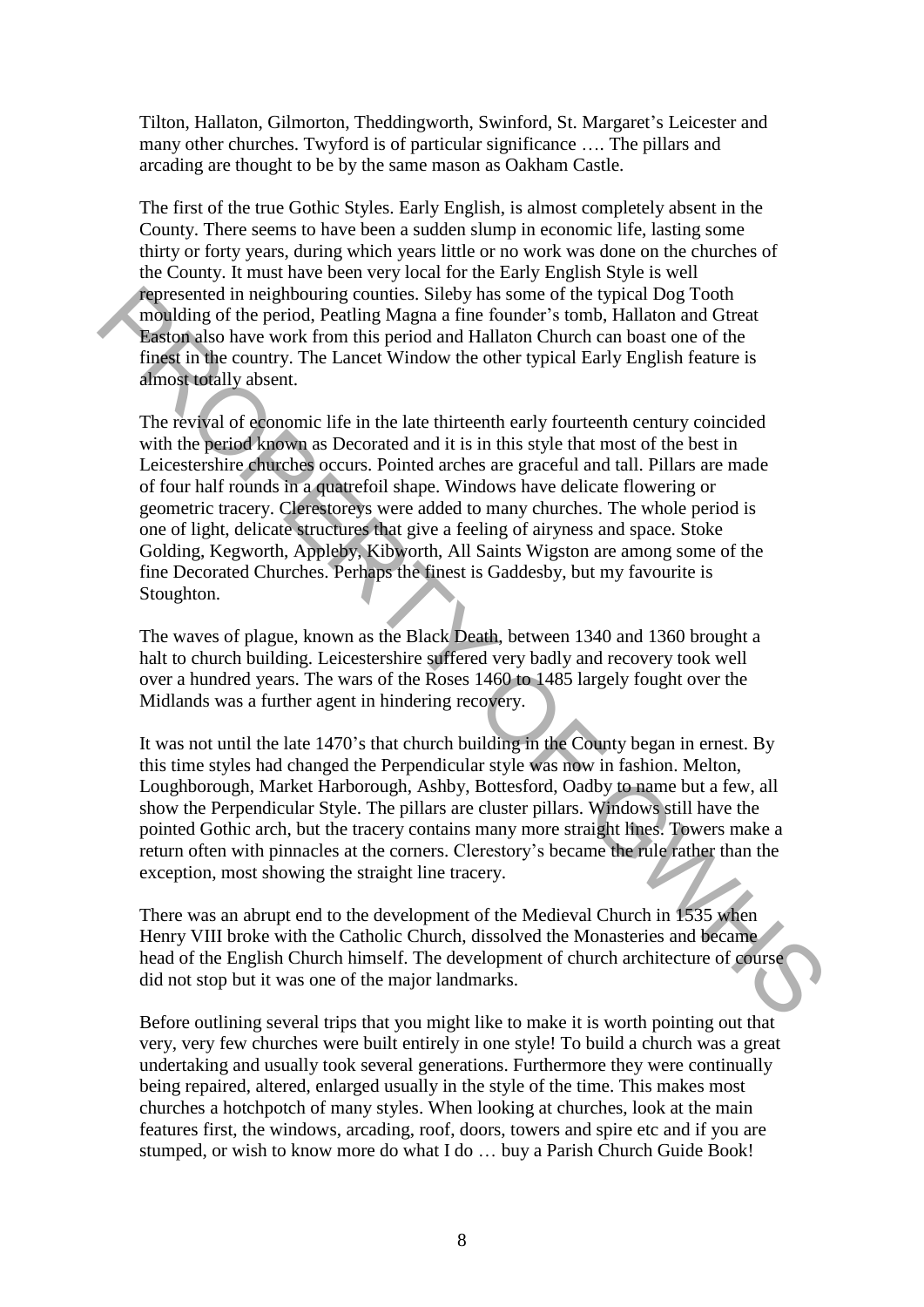Tilton, Hallaton, Gilmorton, Theddingworth, Swinford, St. Margaret's Leicester and many other churches. Twyford is of particular significance …. The pillars and arcading are thought to be by the same mason as Oakham Castle.

The first of the true Gothic Styles. Early English, is almost completely absent in the County. There seems to have been a sudden slump in economic life, lasting some thirty or forty years, during which years little or no work was done on the churches of the County. It must have been very local for the Early English Style is well represented in neighbouring counties. Sileby has some of the typical Dog Tooth moulding of the period, Peatling Magna a fine founder's tomb, Hallaton and Gtreat Easton also have work from this period and Hallaton Church can boast one of the finest in the country. The Lancet Window the other typical Early English feature is almost totally absent.

The revival of economic life in the late thirteenth early fourteenth century coincided with the period known as Decorated and it is in this style that most of the best in Leicestershire churches occurs. Pointed arches are graceful and tall. Pillars are made of four half rounds in a quatrefoil shape. Windows have delicate flowering or geometric tracery. Clerestoreys were added to many churches. The whole period is one of light, delicate structures that give a feeling of airyness and space. Stoke Golding, Kegworth, Appleby, Kibworth, All Saints Wigston are among some of the fine Decorated Churches. Perhaps the finest is Gaddesby, but my favourite is Stoughton.

The waves of plague, known as the Black Death, between 1340 and 1360 brought a halt to church building. Leicestershire suffered very badly and recovery took well over a hundred years. The wars of the Roses 1460 to 1485 largely fought over the Midlands was a further agent in hindering recovery.

It was not until the late 1470's that church building in the County began in ernest. By this time styles had changed the Perpendicular style was now in fashion. Melton, Loughborough, Market Harborough, Ashby, Bottesford, Oadby to name but a few, all show the Perpendicular Style. The pillars are cluster pillars. Windows still have the pointed Gothic arch, but the tracery contains many more straight lines. Towers make a return often with pinnacles at the corners. Clerestory's became the rule rather than the exception, most showing the straight line tracery.

There was an abrupt end to the development of the Medieval Church in 1535 when Henry VIII broke with the Catholic Church, dissolved the Monasteries and became head of the English Church himself. The development of church architecture of course did not stop but it was one of the major landmarks.

Before outlining several trips that you might like to make it is worth pointing out that very, very few churches were built entirely in one style! To build a church was a great undertaking and usually took several generations. Furthermore they were continually being repaired, altered, enlarged usually in the style of the time. This makes most churches a hotchpotch of many styles. When looking at churches, look at the main features first, the windows, arcading, roof, doors, towers and spire etc and if you are stumped, or wish to know more do what I do … buy a Parish Church Guide Book!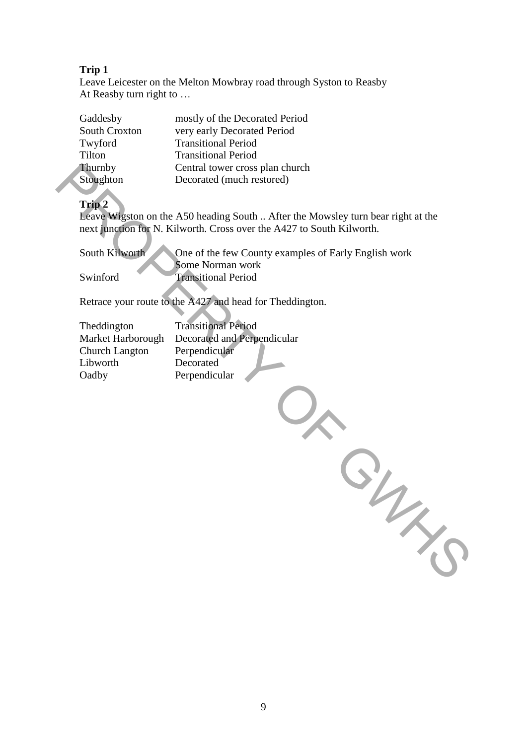**Trip 1**

Leave Leicester on the Melton Mowbray road through Syston to Reasby
At Reasby turn right to …

| | |
|---|---|
| Gaddesby | mostly of the Decorated Period |
| South Croxton | very early Decorated Period |
| Twyford | Transitional Period |
| Tilton | Transitional Period |
| Thurnby | Central tower cross plan church |
| Stoughton | Decorated (much restored) |

**Trip 2**

Leave Wigston on the A50 heading South .. After the Mowsley turn bear right at the next junction for N. Kilworth. Cross over the A427 to South Kilworth.

| | |
|---|---|
| South Kilworth | One of the few County examples of Early English work<br>Some Norman work |
| Swinford | Transitional Period |

Retrace your route to the A427 and head for Theddington.

| | |
|---|---|
| Theddington | Transitional Period |
| Market Harborough | Decorated and Perpendicular |
| Church Langton | Perpendicular |
| Libworth | Decorated |
| Oadby | Perpendicular |